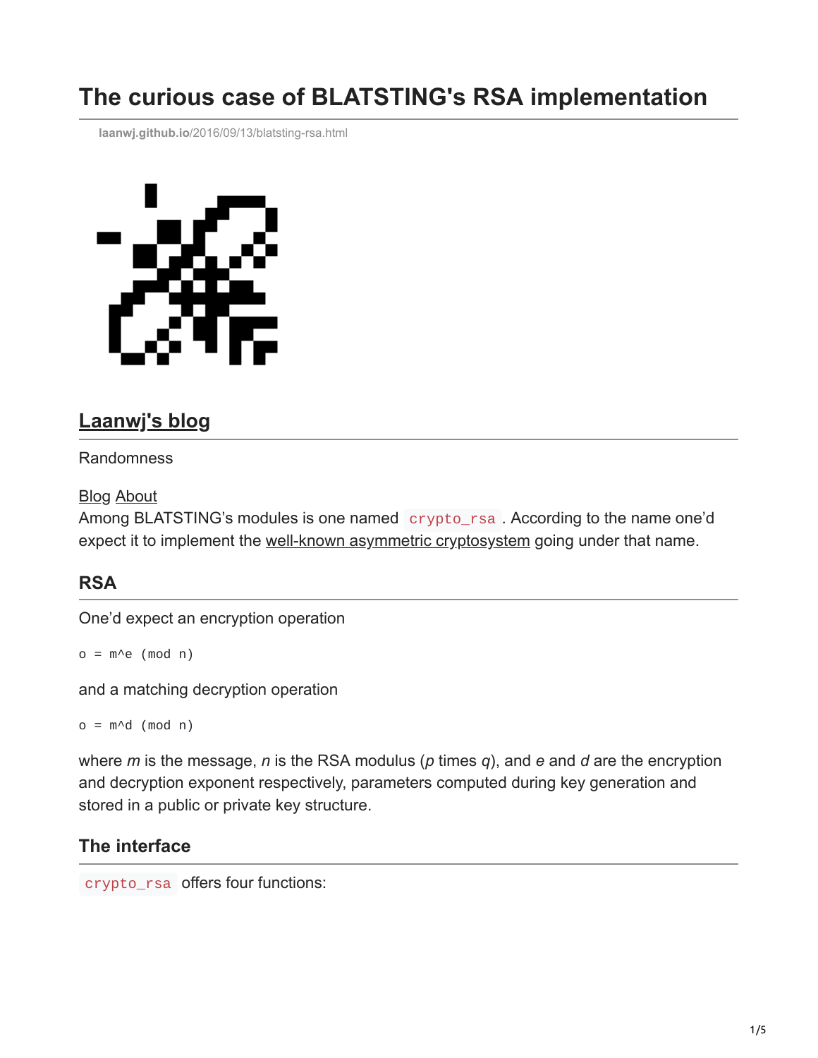# The curious case of BLATSTING's RSA implementation

laanwj.github.io/2016/09/13/blatsting-rsa.html

## Laanwj's blog

Randomness

Blog About

Among BLATSTING's modules is one named `crypto_rsa`. According to the name one'd expect it to implement the well-known asymmetric cryptosystem going under that name.

### RSA

One'd expect an encryption operation

```
o = m^e (mod n)
```

and a matching decryption operation

```
o = m^d (mod n)
```

where *m* is the message, *n* is the RSA modulus (*p* times *q*), and *e* and *d* are the encryption and decryption exponent respectively, parameters computed during key generation and stored in a public or private key structure.

### The interface

`crypto_rsa` offers four functions: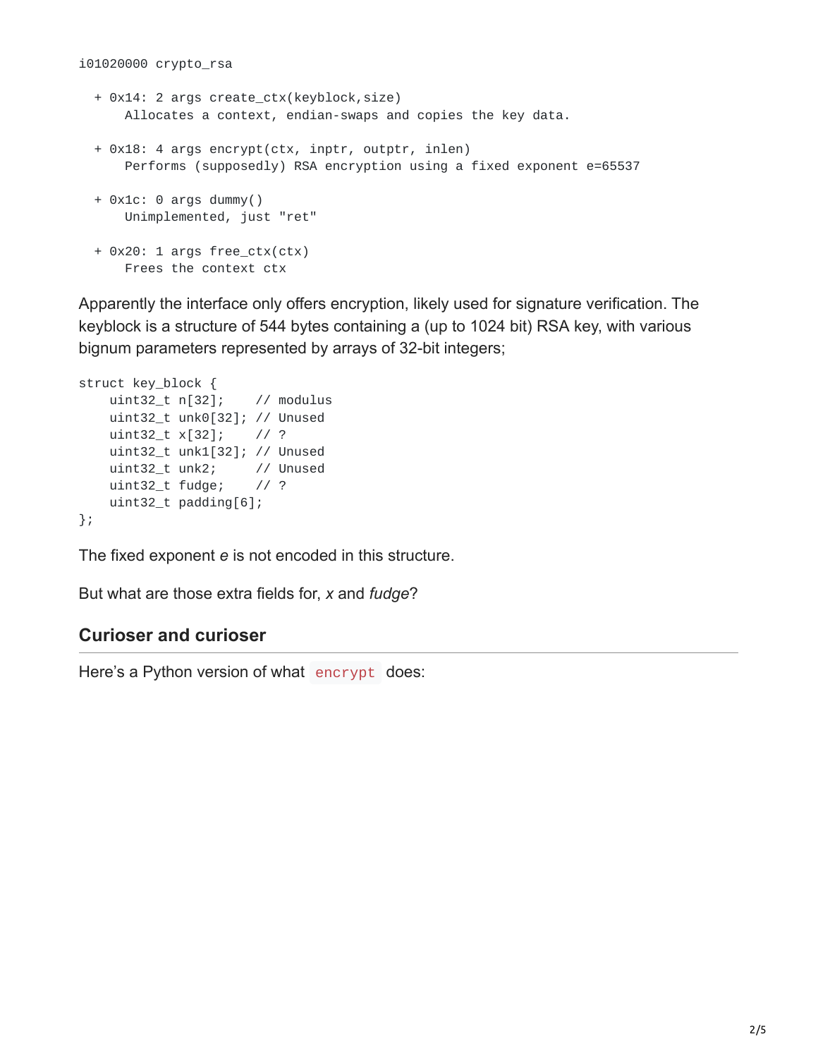```
i01020000 crypto_rsa

  + 0x14: 2 args create_ctx(keyblock,size)
      Allocates a context, endian-swaps and copies the key data.

  + 0x18: 4 args encrypt(ctx, inptr, outptr, inlen)
      Performs (supposedly) RSA encryption using a fixed exponent e=65537

  + 0x1c: 0 args dummy()
      Unimplemented, just "ret"

  + 0x20: 1 args free_ctx(ctx)
      Frees the context ctx
```

Apparently the interface only offers encryption, likely used for signature verification. The keyblock is a structure of 544 bytes containing a (up to 1024 bit) RSA key, with various bignum parameters represented by arrays of 32-bit integers;

```
struct key_block {
    uint32_t n[32];    // modulus
    uint32_t unk0[32]; // Unused
    uint32_t x[32];    // ?
    uint32_t unk1[32]; // Unused
    uint32_t unk2;     // Unused
    uint32_t fudge;    // ?
    uint32_t padding[6];
};
```

The fixed exponent *e* is not encoded in this structure.

But what are those extra fields for, *x* and *fudge*?

## Curioser and curioser

Here's a Python version of what `encrypt` does: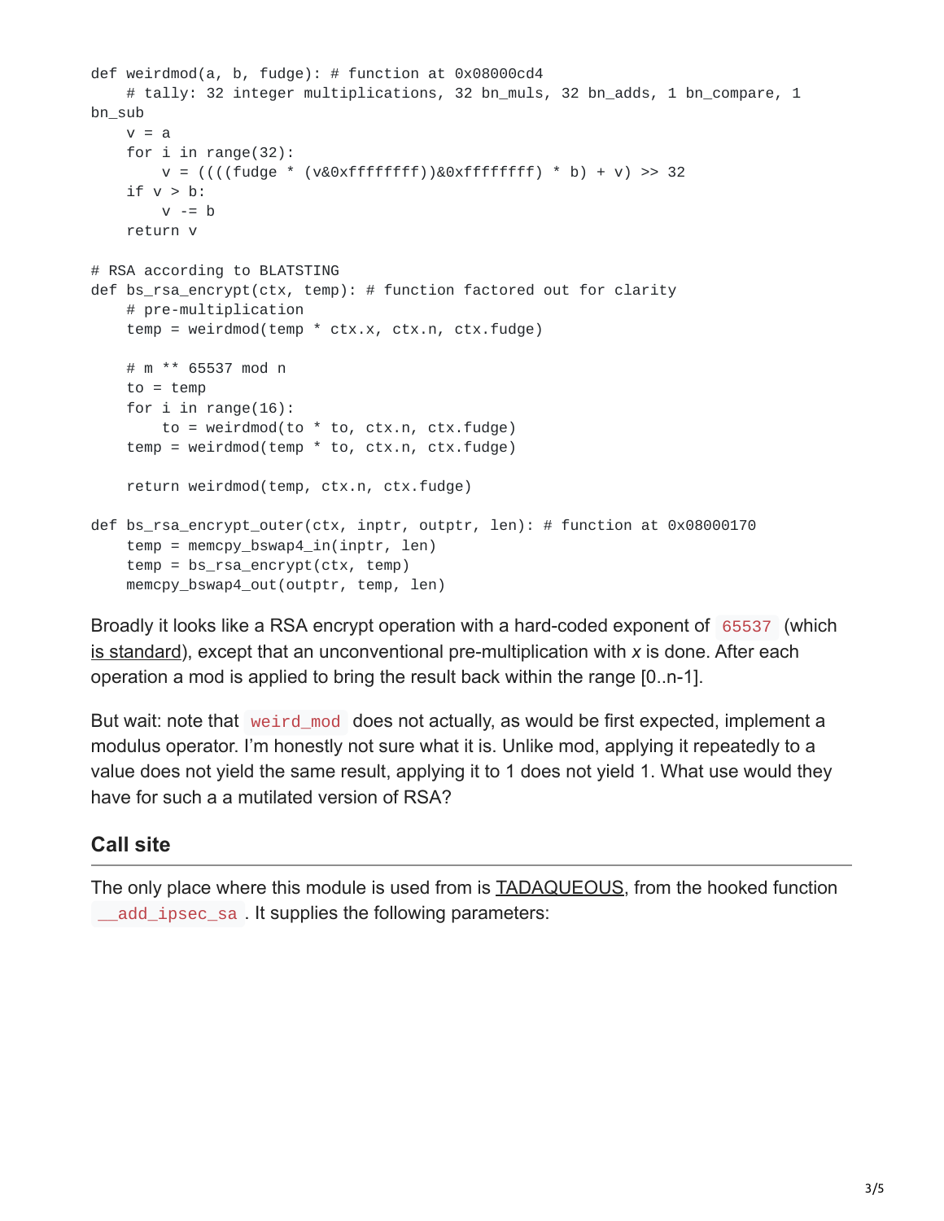```
def weirdmod(a, b, fudge): # function at 0x08000cd4
    # tally: 32 integer multiplications, 32 bn_muls, 32 bn_adds, 1 bn_compare, 1 bn_sub
    v = a
    for i in range(32):
        v = ((((fudge * (v&0xffffffff))&0xffffffff) * b) + v) >> 32
    if v > b:
        v -= b
    return v

# RSA according to BLATSTING
def bs_rsa_encrypt(ctx, temp): # function factored out for clarity
    # pre-multiplication
    temp = weirdmod(temp * ctx.x, ctx.n, ctx.fudge)

    # m ** 65537 mod n
    to = temp
    for i in range(16):
        to = weirdmod(to * to, ctx.n, ctx.fudge)
    temp = weirdmod(temp * to, ctx.n, ctx.fudge)

    return weirdmod(temp, ctx.n, ctx.fudge)

def bs_rsa_encrypt_outer(ctx, inptr, outptr, len): # function at 0x08000170
    temp = memcpy_bswap4_in(inptr, len)
    temp = bs_rsa_encrypt(ctx, temp)
    memcpy_bswap4_out(outptr, temp, len)
```

Broadly it looks like a RSA encrypt operation with a hard-coded exponent of `65537` (which is standard), except that an unconventional pre-multiplication with *x* is done. After each operation a mod is applied to bring the result back within the range [0..n-1].

But wait: note that `weird_mod` does not actually, as would be first expected, implement a modulus operator. I'm honestly not sure what it is. Unlike mod, applying it repeatedly to a value does not yield the same result, applying it to 1 does not yield 1. What use would they have for such a a mutilated version of RSA?

## Call site

The only place where this module is used from is TADAQUEOUS, from the hooked function `__add_ipsec_sa`. It supplies the following parameters: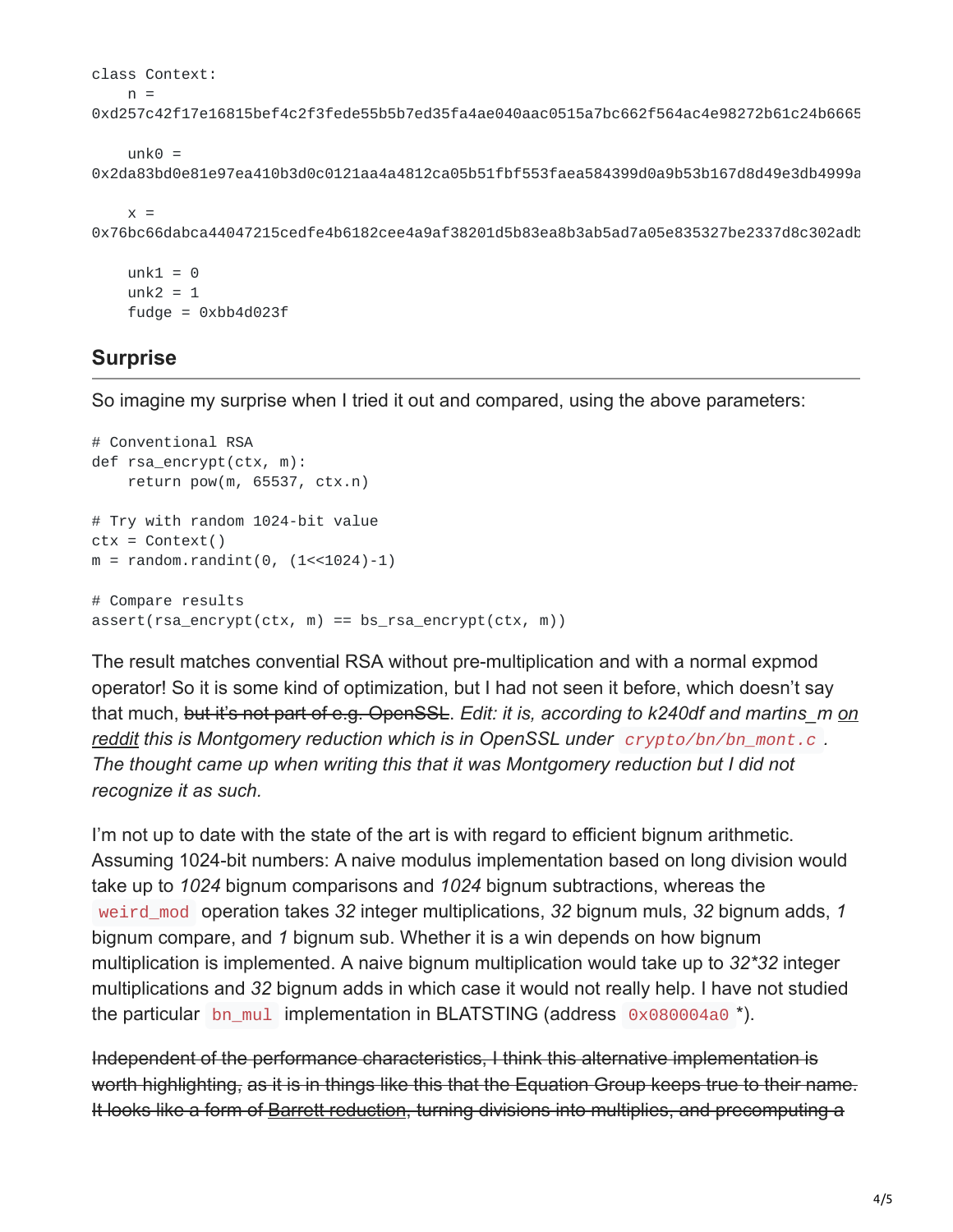```
class Context:
    n =
0xd257c42f17e16815bef4c2f3fede55b5b7ed35fa4ae040aac0515a7bc662f564ac4e98272b61c24b6665

    unk0 =
0x2da83bd0e81e97ea410b3d0c0121aa4a4812ca05b51fbf553faea584399d0a9b53b167d8d49e3db4999a

    x =
0x76bc66dabca44047215cedfe4b6182cee4a9af38201d5b83ea8b3ab5ad7a05e835327be2337d8c302adb

    unk1 = 0
    unk2 = 1
    fudge = 0xbb4d023f
```

## Surprise

So imagine my surprise when I tried it out and compared, using the above parameters:

```
# Conventional RSA
def rsa_encrypt(ctx, m):
    return pow(m, 65537, ctx.n)

# Try with random 1024-bit value
ctx = Context()
m = random.randint(0, (1<<1024)-1)

# Compare results
assert(rsa_encrypt(ctx, m) == bs_rsa_encrypt(ctx, m))
```

The result matches convential RSA without pre-multiplication and with a normal expmod operator! So it is some kind of optimization, but I had not seen it before, which doesn't say that much, ~~but it's not part of e.g. OpenSSL~~. *Edit: it is, according to k240df and martins_m on reddit this is Montgomery reduction which is in OpenSSL under `crypto/bn/bn_mont.c`. The thought came up when writing this that it was Montgomery reduction but I did not recognize it as such.*

I'm not up to date with the state of the art is with regard to efficient bignum arithmetic. Assuming 1024-bit numbers: A naive modulus implementation based on long division would take up to *1024* bignum comparisons and *1024* bignum subtractions, whereas the `weird_mod` operation takes *32* integer multiplications, *32* bignum muls, *32* bignum adds, *1* bignum compare, and *1* bignum sub. Whether it is a win depends on how bignum multiplication is implemented. A naive bignum multiplication would take up to *32*32* integer multiplications and *32* bignum adds in which case it would not really help. I have not studied the particular `bn_mul` implementation in BLATSTING (address `0x080004a0` *).

~~Independent of the performance characteristics, I think this alternative implementation is worth highlighting, as it is in things like this that the Equation Group keeps true to their name. It looks like a form of Barrett reduction, turning divisions into multiplies, and precomputing a~~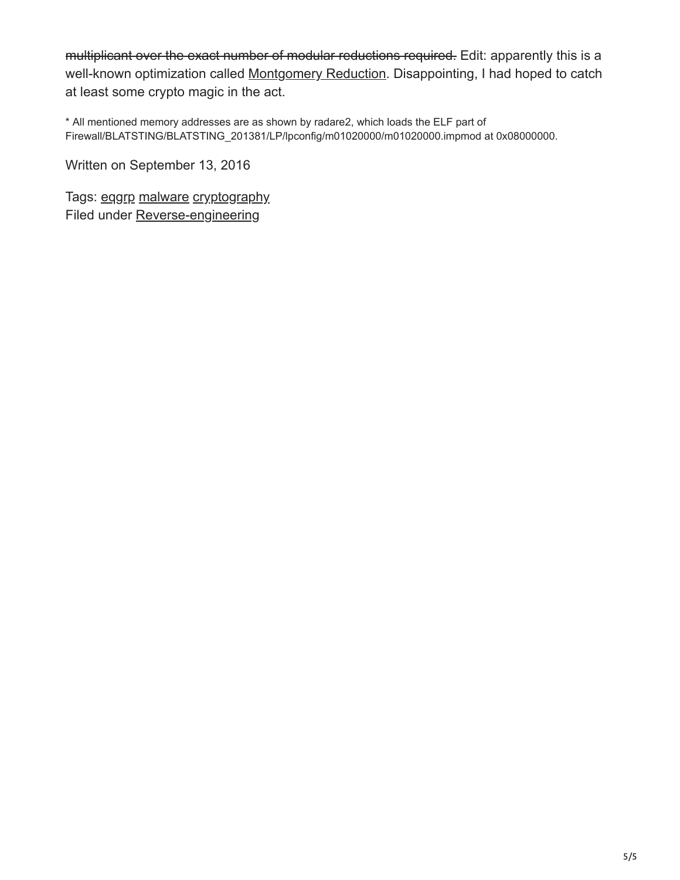~~multiplicant over the exact number of modular reductions required.~~ Edit: apparently this is a well-known optimization called Montgomery Reduction. Disappointing, I had hoped to catch at least some crypto magic in the act.

* All mentioned memory addresses are as shown by radare2, which loads the ELF part of Firewall/BLATSTING/BLATSTING_201381/LP/lpconfig/m01020000/m01020000.impmod at 0x08000000.

Written on September 13, 2016

Tags: eqgrp malware cryptography
Filed under Reverse-engineering